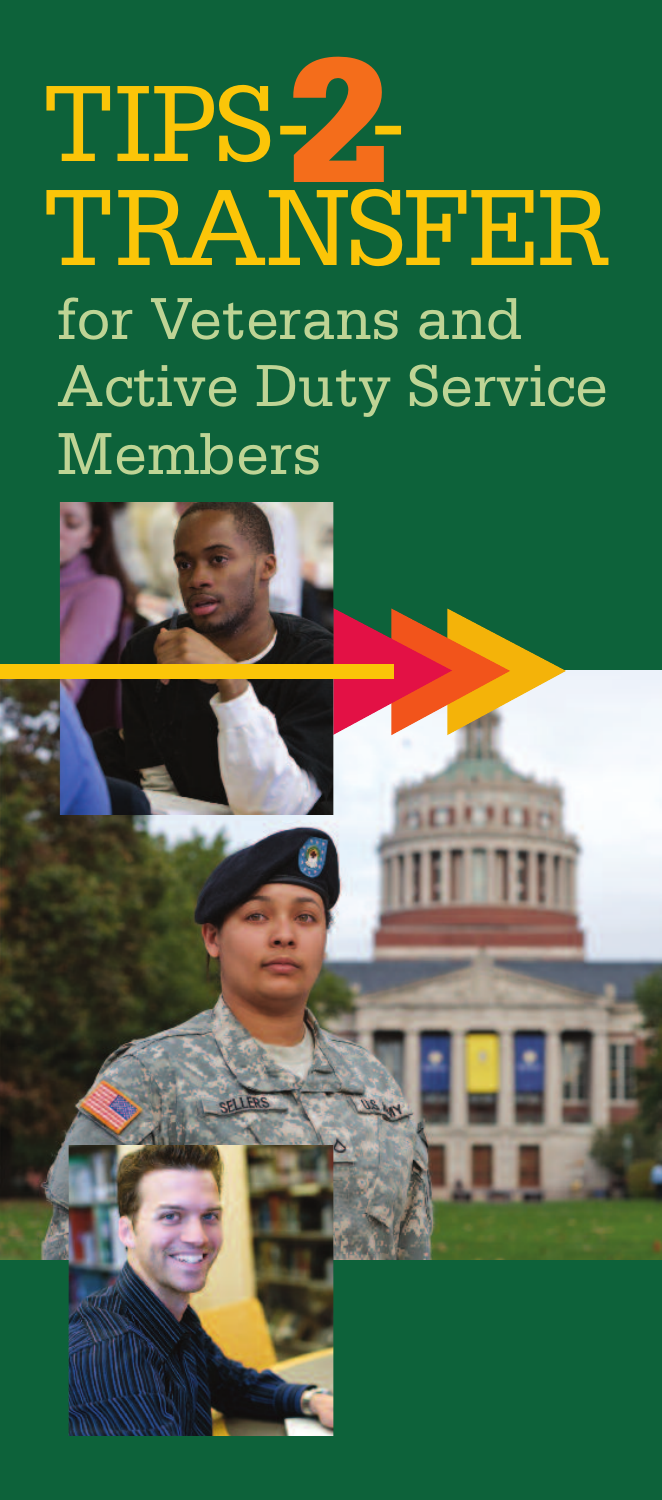# TIPS-2-TRANSFER

## for Veterans and Active Duty Service Members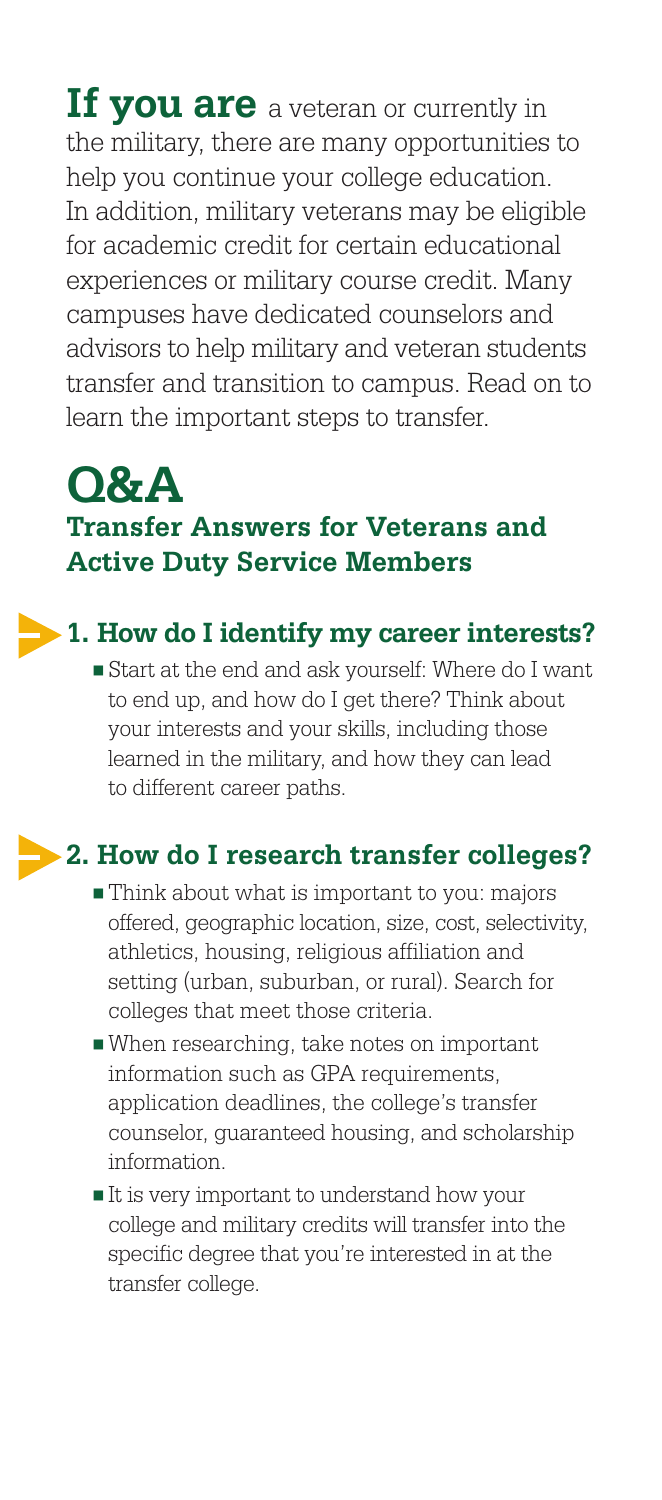**If you are** a veteran or currently in the military, there are many opportunities to help you continue your college education. In addition, military veterans may be eligible for academic credit for certain educational experiences or military course credit. Many campuses have dedicated counselors and advisors to help military and veteran students transfer and transition to campus. Read on to learn the important steps to transfer.

# Q&A

## Transfer Answers for Veterans and Active Duty Service Members

### 1. How do I identify my career interests?

- Start at the end and ask yourself: Where do I want to end up, and how do I get there? Think about your interests and your skills, including those learned in the military, and how they can lead to different career paths.

### 2. How do I research transfer colleges?

- Think about what is important to you: majors offered, geographic location, size, cost, selectivity, athletics, housing, religious affiliation and setting (urban, suburban, or rural). Search for colleges that meet those criteria.
- When researching, take notes on important information such as GPA requirements, application deadlines, the college's transfer counselor, guaranteed housing, and scholarship information.
- It is very important to understand how your college and military credits will transfer into the specific degree that you're interested in at the transfer college.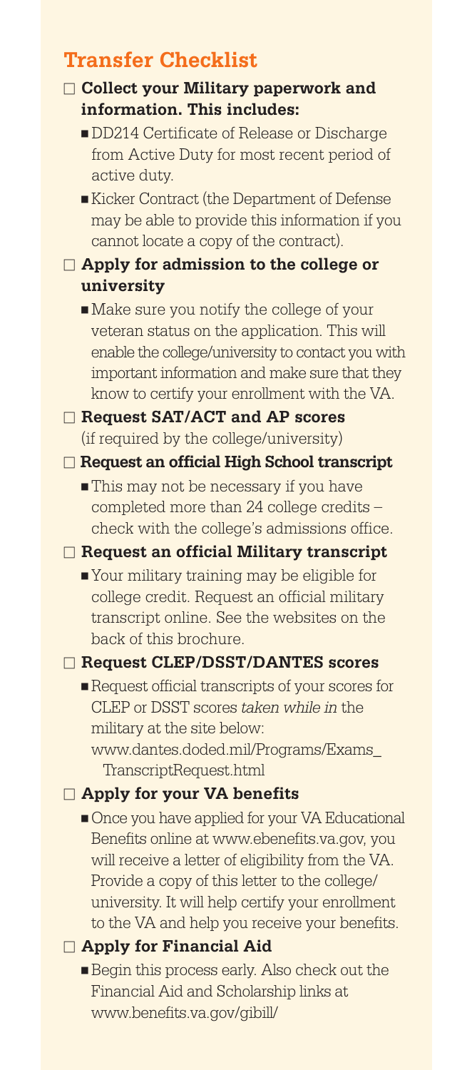## Transfer Checklist

- ☐ **Collect your Military paperwork and information. This includes:**
  - DD214 Certificate of Release or Discharge from Active Duty for most recent period of active duty.
  - Kicker Contract (the Department of Defense may be able to provide this information if you cannot locate a copy of the contract).
- ☐ **Apply for admission to the college or university**
  - Make sure you notify the college of your veteran status on the application. This will enable the college/university to contact you with important information and make sure that they know to certify your enrollment with the VA.
- ☐ **Request SAT/ACT and AP scores** (if required by the college/university)
- ☐ **Request an official High School transcript**
  - This may not be necessary if you have completed more than 24 college credits – check with the college's admissions office.
- ☐ **Request an official Military transcript**
  - Your military training may be eligible for college credit. Request an official military transcript online. See the websites on the back of this brochure.
- ☐ **Request CLEP/DSST/DANTES scores**
  - Request official transcripts of your scores for CLEP or DSST scores *taken while in* the military at the site below: www.dantes.doded.mil/Programs/Exams_TranscriptRequest.html
- ☐ **Apply for your VA benefits**
  - Once you have applied for your VA Educational Benefits online at www.ebenefits.va.gov, you will receive a letter of eligibility from the VA. Provide a copy of this letter to the college/university. It will help certify your enrollment to the VA and help you receive your benefits.
- ☐ **Apply for Financial Aid**
  - Begin this process early. Also check out the Financial Aid and Scholarship links at www.benefits.va.gov/gibill/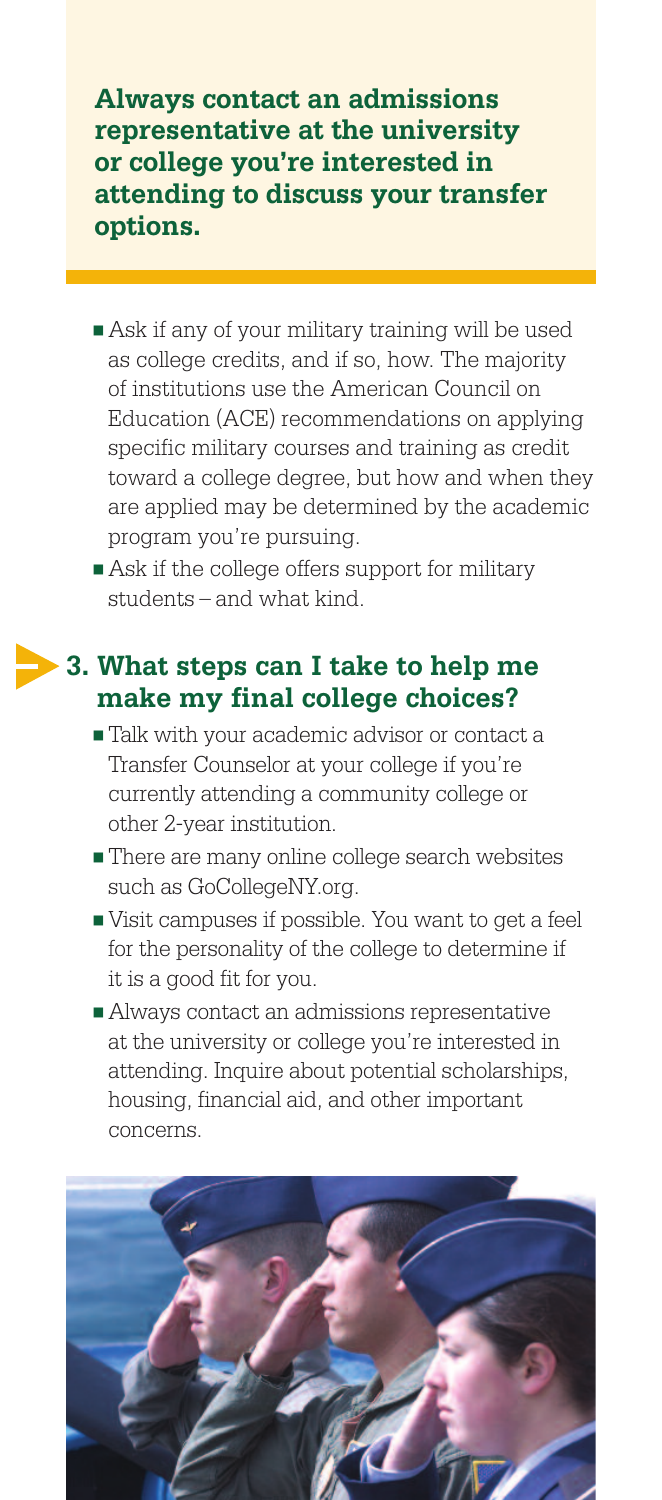**Always contact an admissions representative at the university or college you're interested in attending to discuss your transfer options.**

- Ask if any of your military training will be used as college credits, and if so, how. The majority of institutions use the American Council on Education (ACE) recommendations on applying specific military courses and training as credit toward a college degree, but how and when they are applied may be determined by the academic program you're pursuing.
- Ask if the college offers support for military students – and what kind.

## 3. What steps can I take to help me make my final college choices?

- Talk with your academic advisor or contact a Transfer Counselor at your college if you're currently attending a community college or other 2-year institution.
- There are many online college search websites such as GoCollegeNY.org.
- Visit campuses if possible. You want to get a feel for the personality of the college to determine if it is a good fit for you.
- Always contact an admissions representative at the university or college you're interested in attending. Inquire about potential scholarships, housing, financial aid, and other important concerns.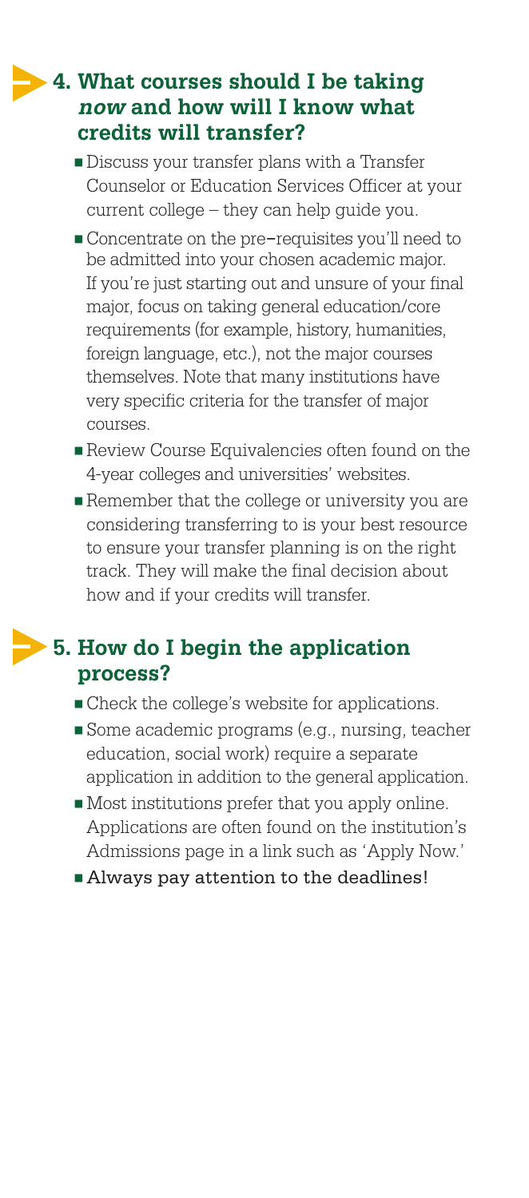## 4. What courses should I be taking *now* and how will I know what credits will transfer?

- Discuss your transfer plans with a Transfer Counselor or Education Services Officer at your current college – they can help guide you.
- Concentrate on the pre–requisites you'll need to be admitted into your chosen academic major. If you're just starting out and unsure of your final major, focus on taking general education/core requirements (for example, history, humanities, foreign language, etc.), not the major courses themselves. Note that many institutions have very specific criteria for the transfer of major courses.
- Review Course Equivalencies often found on the 4-year colleges and universities' websites.
- Remember that the college or university you are considering transferring to is your best resource to ensure your transfer planning is on the right track. They will make the final decision about how and if your credits will transfer.

## 5. How do I begin the application process?

- Check the college's website for applications.
- Some academic programs (e.g., nursing, teacher education, social work) require a separate application in addition to the general application.
- Most institutions prefer that you apply online. Applications are often found on the institution's Admissions page in a link such as 'Apply Now.'
- **Always pay attention to the deadlines!**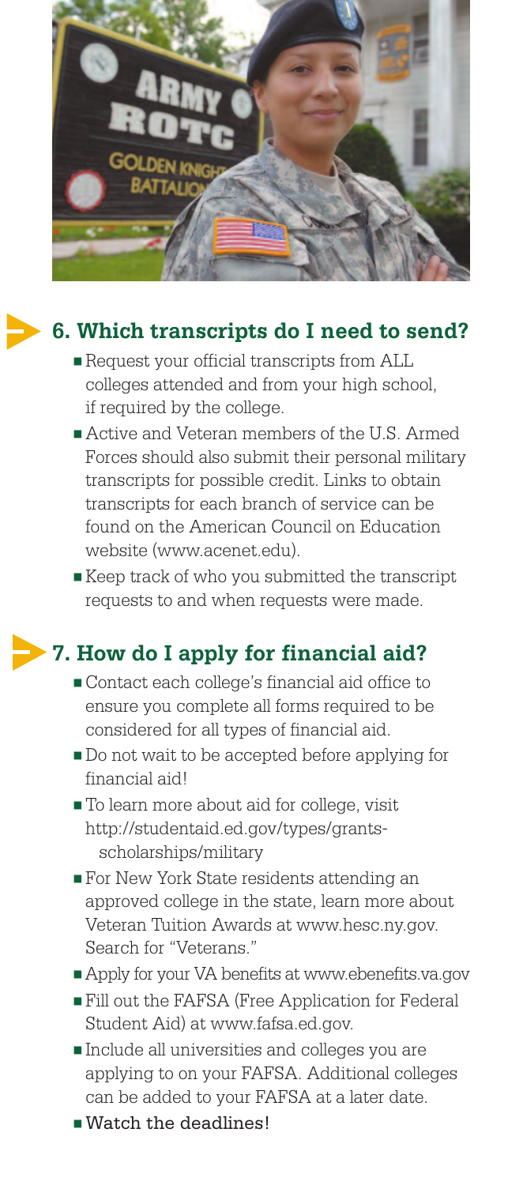## 6. Which transcripts do I need to send?

- Request your official transcripts from ALL colleges attended and from your high school, if required by the college.
- Active and Veteran members of the U.S. Armed Forces should also submit their personal military transcripts for possible credit. Links to obtain transcripts for each branch of service can be found on the American Council on Education website (www.acenet.edu).
- Keep track of who you submitted the transcript requests to and when requests were made.

## 7. How do I apply for financial aid?

- Contact each college's financial aid office to ensure you complete all forms required to be considered for all types of financial aid.
- Do not wait to be accepted before applying for financial aid!
- To learn more about aid for college, visit http://studentaid.ed.gov/types/grants-scholarships/military
- For New York State residents attending an approved college in the state, learn more about Veteran Tuition Awards at www.hesc.ny.gov. Search for "Veterans."
- Apply for your VA benefits at www.ebenefits.va.gov
- Fill out the FAFSA (Free Application for Federal Student Aid) at www.fafsa.ed.gov.
- Include all universities and colleges you are applying to on your FAFSA. Additional colleges can be added to your FAFSA at a later date.
- Watch the deadlines!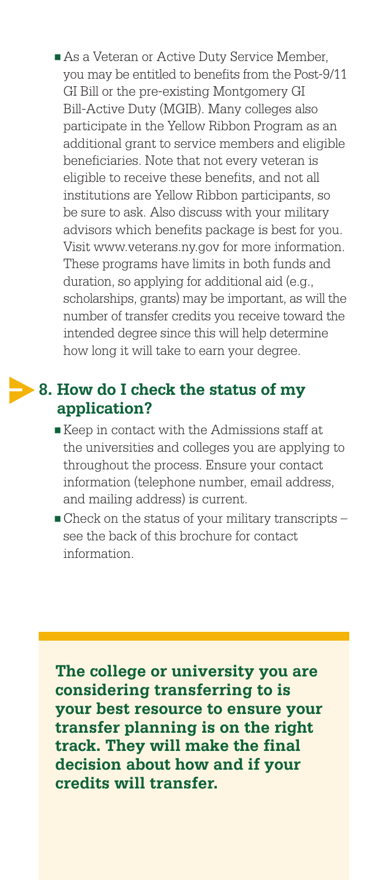- As a Veteran or Active Duty Service Member, you may be entitled to benefits from the Post-9/11 GI Bill or the pre-existing Montgomery GI Bill-Active Duty (MGIB). Many colleges also participate in the Yellow Ribbon Program as an additional grant to service members and eligible beneficiaries. Note that not every veteran is eligible to receive these benefits, and not all institutions are Yellow Ribbon participants, so be sure to ask. Also discuss with your military advisors which benefits package is best for you. Visit www.veterans.ny.gov for more information. These programs have limits in both funds and duration, so applying for additional aid (e.g., scholarships, grants) may be important, as will the number of transfer credits you receive toward the intended degree since this will help determine how long it will take to earn your degree.

## 8. How do I check the status of my application?

- Keep in contact with the Admissions staff at the universities and colleges you are applying to throughout the process. Ensure your contact information (telephone number, email address, and mailing address) is current.
- Check on the status of your military transcripts – see the back of this brochure for contact information.

**The college or university you are considering transferring to is your best resource to ensure your transfer planning is on the right track. They will make the final decision about how and if your credits will transfer.**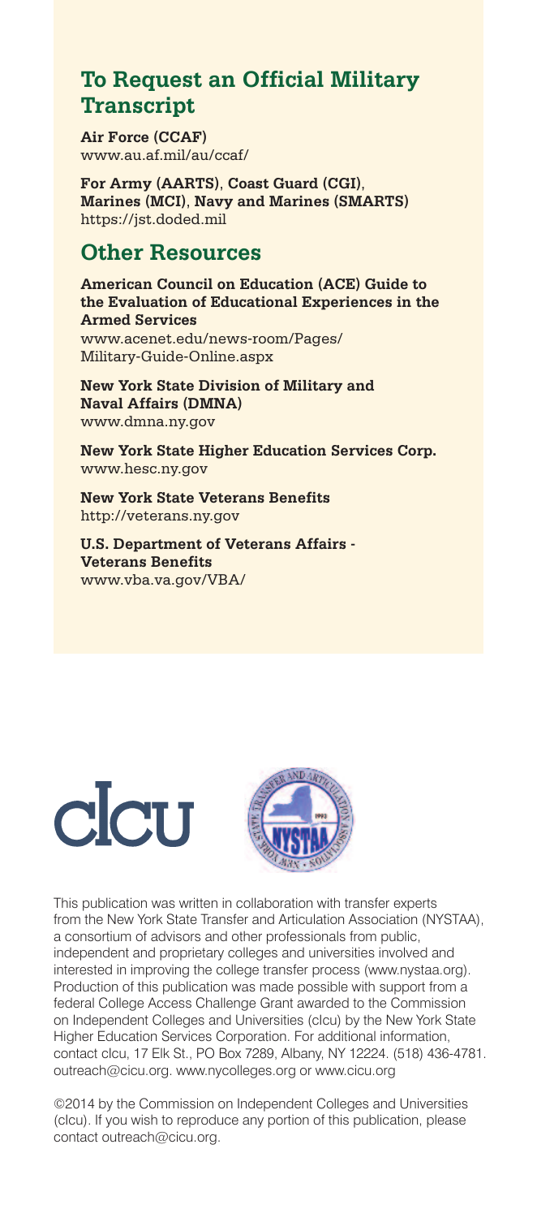## To Request an Official Military Transcript

**Air Force (CCAF)**
www.au.af.mil/au/ccaf/

**For Army (AARTS), Coast Guard (CGI), Marines (MCI), Navy and Marines (SMARTS)**
https://jst.doded.mil

## Other Resources

**American Council on Education (ACE) Guide to the Evaluation of Educational Experiences in the Armed Services**
www.acenet.edu/news-room/Pages/Military-Guide-Online.aspx

**New York State Division of Military and Naval Affairs (DMNA)**
www.dmna.ny.gov

**New York State Higher Education Services Corp.**
www.hesc.ny.gov

**New York State Veterans Benefits**
http://veterans.ny.gov

**U.S. Department of Veterans Affairs - Veterans Benefits**
www.vba.va.gov/VBA/

This publication was written in collaboration with transfer experts from the New York State Transfer and Articulation Association (NYSTAA), a consortium of advisors and other professionals from public, independent and proprietary colleges and universities involved and interested in improving the college transfer process (www.nystaa.org). Production of this publication was made possible with support from a federal College Access Challenge Grant awarded to the Commission on Independent Colleges and Universities (cIcu) by the New York State Higher Education Services Corporation. For additional information, contact cIcu, 17 Elk St., PO Box 7289, Albany, NY 12224. (518) 436-4781. outreach@cicu.org. www.nycolleges.org or www.cicu.org

©2014 by the Commission on Independent Colleges and Universities (cIcu). If you wish to reproduce any portion of this publication, please contact outreach@cicu.org.